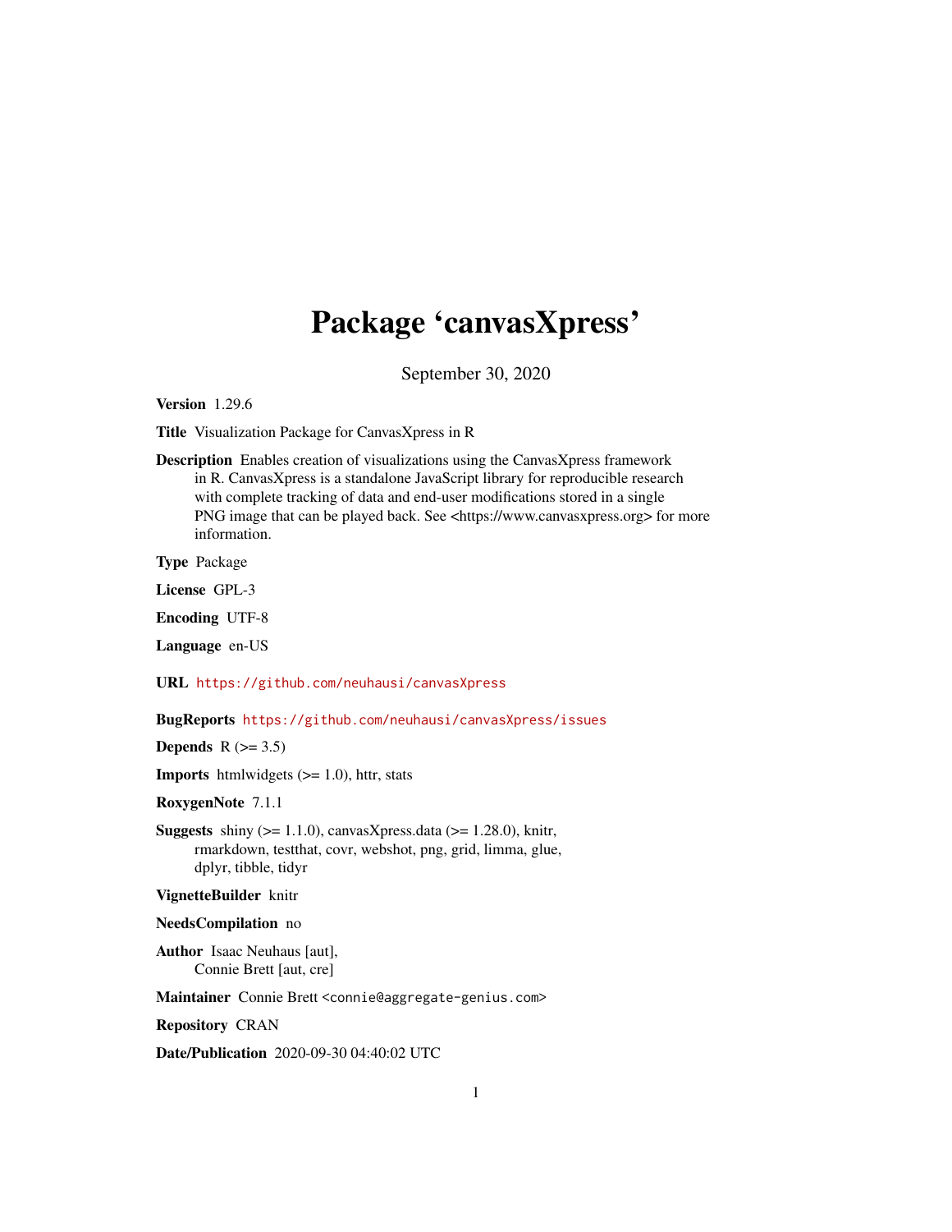# Package 'canvasXpress'

September 30, 2020

**Version** 1.29.6

**Title** Visualization Package for CanvasXpress in R

**Description** Enables creation of visualizations using the CanvasXpress framework in R. CanvasXpress is a standalone JavaScript library for reproducible research with complete tracking of data and end-user modifications stored in a single PNG image that can be played back. See <https://www.canvasxpress.org> for more information.

**Type** Package

**License** GPL-3

**Encoding** UTF-8

**Language** en-US

**URL** https://github.com/neuhausi/canvasXpress

**BugReports** https://github.com/neuhausi/canvasXpress/issues

**Depends** R (>= 3.5)

**Imports** htmlwidgets (>= 1.0), httr, stats

**RoxygenNote** 7.1.1

**Suggests** shiny (>= 1.1.0), canvasXpress.data (>= 1.28.0), knitr, rmarkdown, testthat, covr, webshot, png, grid, limma, glue, dplyr, tibble, tidyr

**VignetteBuilder** knitr

**NeedsCompilation** no

**Author** Isaac Neuhaus [aut], Connie Brett [aut, cre]

**Maintainer** Connie Brett <connie@aggregate-genius.com>

**Repository** CRAN

**Date/Publication** 2020-09-30 04:40:02 UTC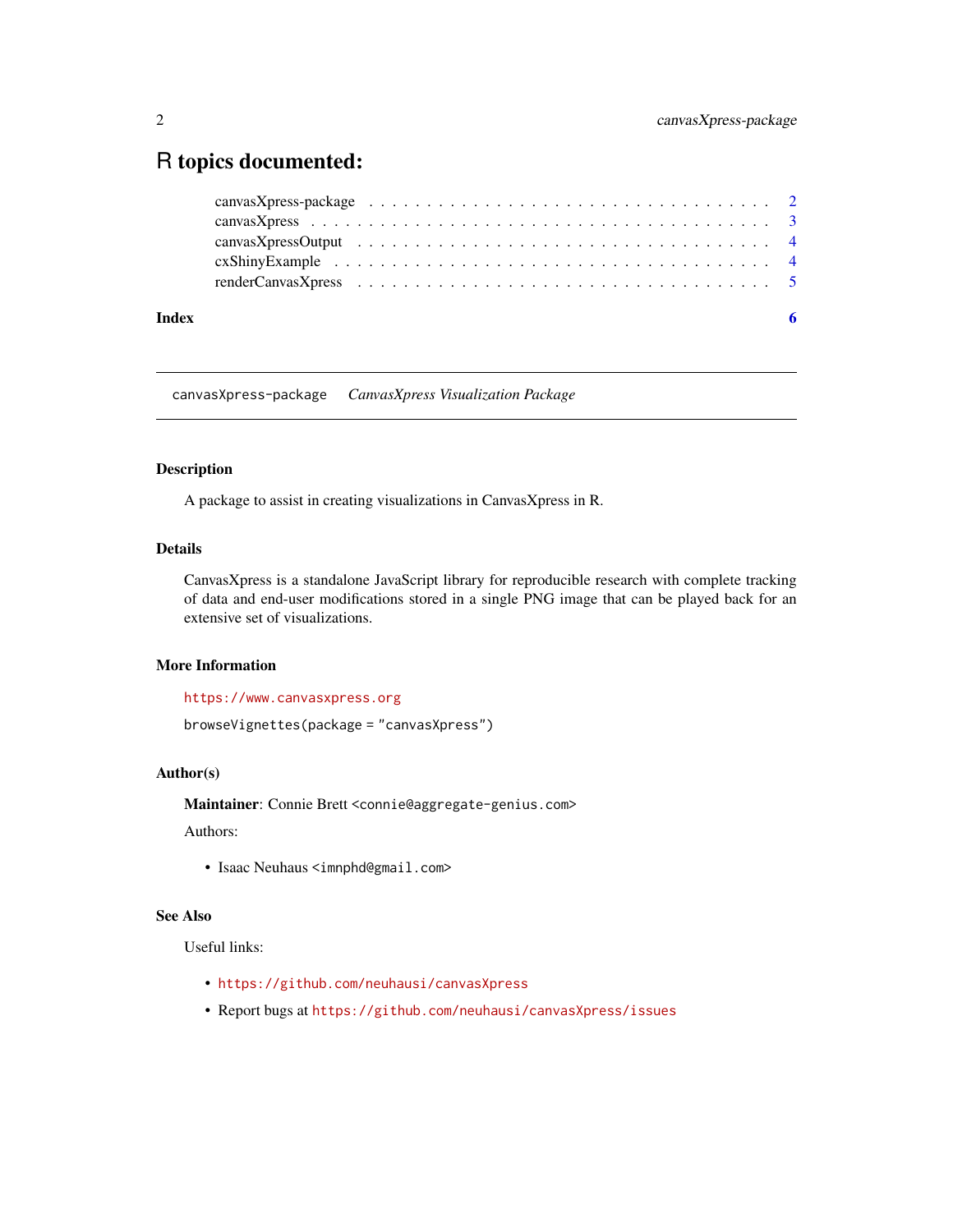# R topics documented:

| | |
|---|---|
| canvasXpress-package | 2 |
| canvasXpress | 3 |
| canvasXpressOutput | 4 |
| cxShinyExample | 4 |
| renderCanvasXpress | 5 |
| **Index** | **6** |

---

`canvasXpress-package` *CanvasXpress Visualization Package*

---

### Description

A package to assist in creating visualizations in CanvasXpress in R.

### Details

CanvasXpress is a standalone JavaScript library for reproducible research with complete tracking of data and end-user modifications stored in a single PNG image that can be played back for an extensive set of visualizations.

### More Information

`https://www.canvasxpress.org`

`browseVignettes(package = "canvasXpress")`

### Author(s)

**Maintainer**: Connie Brett `<connie@aggregate-genius.com>`

Authors:

- Isaac Neuhaus `<imnphd@gmail.com>`

### See Also

Useful links:

- `https://github.com/neuhausi/canvasXpress`
- Report bugs at `https://github.com/neuhausi/canvasXpress/issues`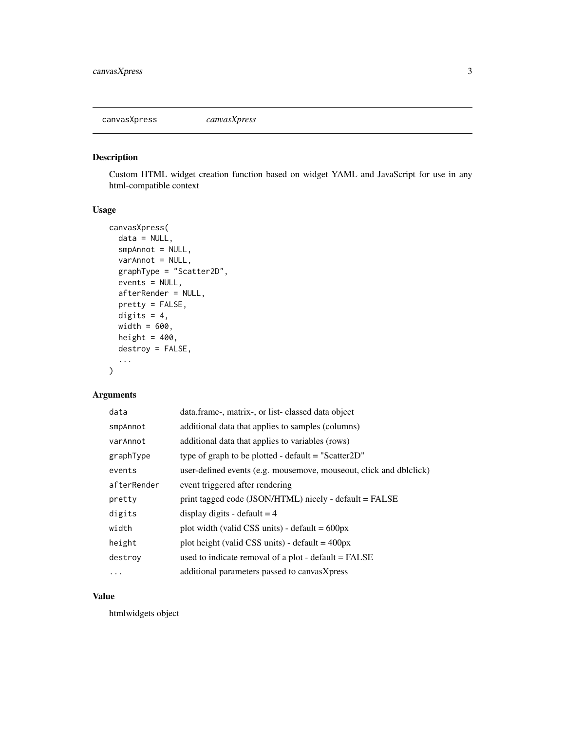## canvasXpress *canvasXpress*

### Description

Custom HTML widget creation function based on widget YAML and JavaScript for use in any html-compatible context

### Usage

```
canvasXpress(
  data = NULL,
  smpAnnot = NULL,
  varAnnot = NULL,
  graphType = "Scatter2D",
  events = NULL,
  afterRender = NULL,
  pretty = FALSE,
  digits = 4,
  width = 600,
  height = 400,
  destroy = FALSE,
  ...
)
```

### Arguments

| | |
|---|---|
| `data` | data.frame-, matrix-, or list- classed data object |
| `smpAnnot` | additional data that applies to samples (columns) |
| `varAnnot` | additional data that applies to variables (rows) |
| `graphType` | type of graph to be plotted - default = "Scatter2D" |
| `events` | user-defined events (e.g. mousemove, mouseout, click and dblclick) |
| `afterRender` | event triggered after rendering |
| `pretty` | print tagged code (JSON/HTML) nicely - default = FALSE |
| `digits` | display digits - default = 4 |
| `width` | plot width (valid CSS units) - default = 600px |
| `height` | plot height (valid CSS units) - default = 400px |
| `destroy` | used to indicate removal of a plot - default = FALSE |
| `...` | additional parameters passed to canvasXpress |

### Value

htmlwidgets object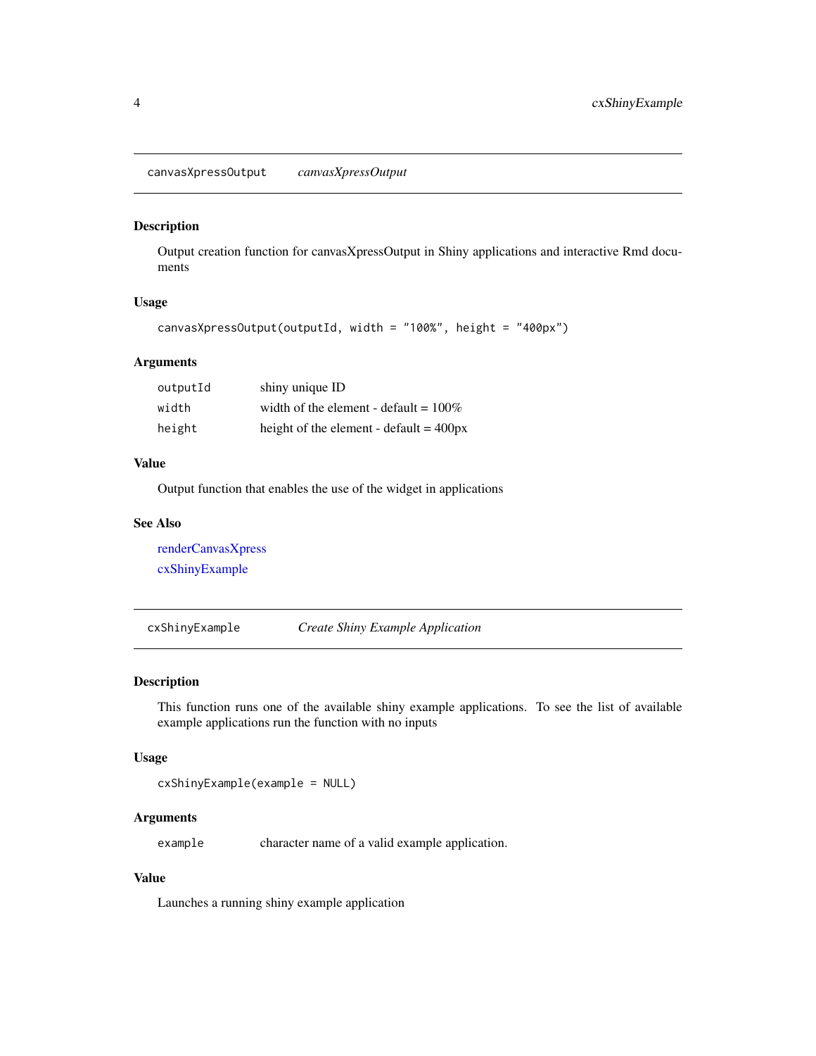## canvasXpressOutput — *canvasXpressOutput*

### Description

Output creation function for canvasXpressOutput in Shiny applications and interactive Rmd documents

### Usage

```
canvasXpressOutput(outputId, width = "100%", height = "400px")
```

### Arguments

| | |
|---|---|
| `outputId` | shiny unique ID |
| `width` | width of the element - default = 100% |
| `height` | height of the element - default = 400px |

### Value

Output function that enables the use of the widget in applications

### See Also

renderCanvasXpress

cxShinyExample

## cxShinyExample — *Create Shiny Example Application*

### Description

This function runs one of the available shiny example applications. To see the list of available example applications run the function with no inputs

### Usage

```
cxShinyExample(example = NULL)
```

### Arguments

| | |
|---|---|
| `example` | character name of a valid example application. |

### Value

Launches a running shiny example application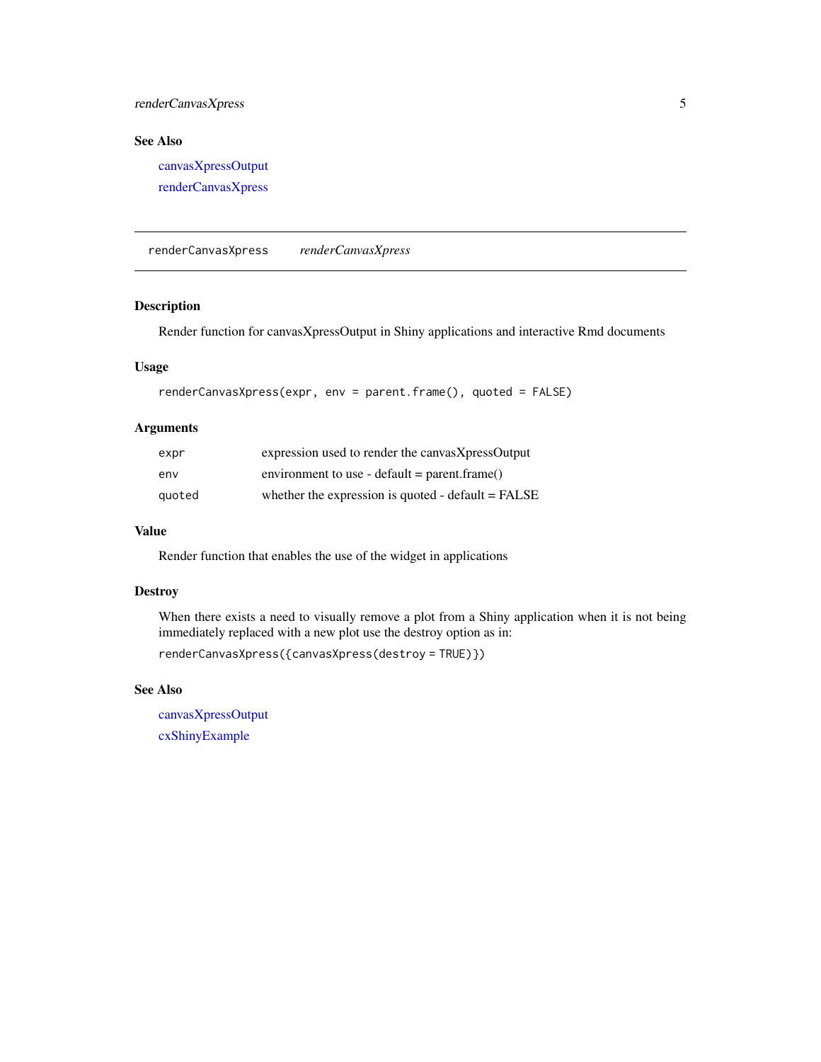### See Also

canvasXpressOutput

renderCanvasXpress

---

## renderCanvasXpress    *renderCanvasXpress*

---

### Description

Render function for canvasXpressOutput in Shiny applications and interactive Rmd documents

### Usage

```
renderCanvasXpress(expr, env = parent.frame(), quoted = FALSE)
```

### Arguments

| | |
|---|---|
| `expr` | expression used to render the canvasXpressOutput |
| `env` | environment to use - default = parent.frame() |
| `quoted` | whether the expression is quoted - default = FALSE |

### Value

Render function that enables the use of the widget in applications

### Destroy

When there exists a need to visually remove a plot from a Shiny application when it is not being immediately replaced with a new plot use the destroy option as in:

```
renderCanvasXpress({canvasXpress(destroy = TRUE)})
```

### See Also

canvasXpressOutput

cxShinyExample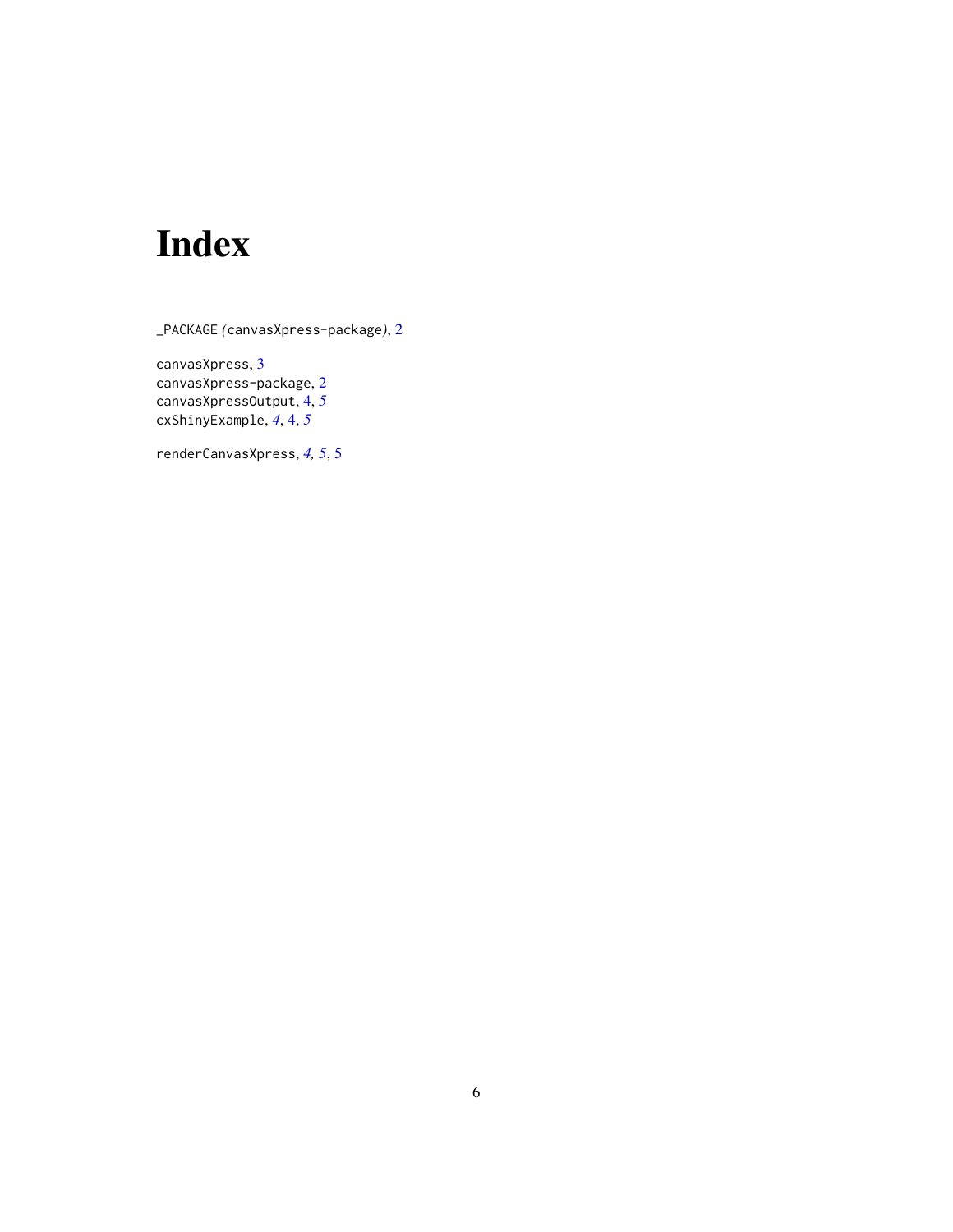# Index

_PACKAGE (canvasXpress-package), 2

canvasXpress, 3
canvasXpress-package, 2
canvasXpressOutput, 4, *5*
cxShinyExample, *4*, 4, *5*

renderCanvasXpress, *4, 5*, 5